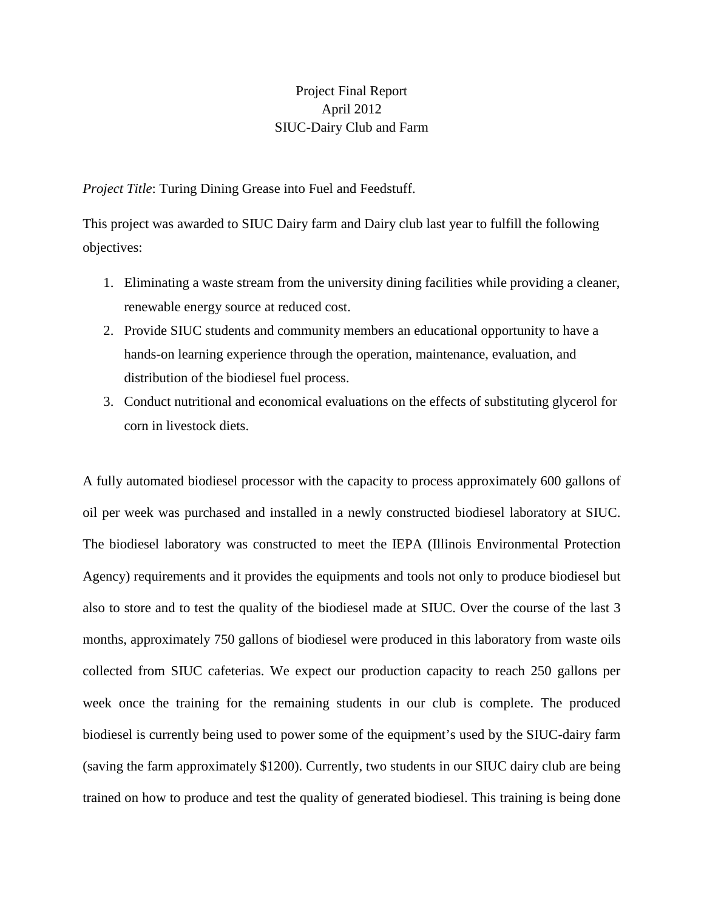Project Final Report
April 2012
SIUC-Dairy Club and Farm

*Project Title*: Turing Dining Grease into Fuel and Feedstuff.

This project was awarded to SIUC Dairy farm and Dairy club last year to fulfill the following objectives:

1. Eliminating a waste stream from the university dining facilities while providing a cleaner, renewable energy source at reduced cost.
2. Provide SIUC students and community members an educational opportunity to have a hands-on learning experience through the operation, maintenance, evaluation, and distribution of the biodiesel fuel process.
3. Conduct nutritional and economical evaluations on the effects of substituting glycerol for corn in livestock diets.

A fully automated biodiesel processor with the capacity to process approximately 600 gallons of oil per week was purchased and installed in a newly constructed biodiesel laboratory at SIUC. The biodiesel laboratory was constructed to meet the IEPA (Illinois Environmental Protection Agency) requirements and it provides the equipments and tools not only to produce biodiesel but also to store and to test the quality of the biodiesel made at SIUC. Over the course of the last 3 months, approximately 750 gallons of biodiesel were produced in this laboratory from waste oils collected from SIUC cafeterias. We expect our production capacity to reach 250 gallons per week once the training for the remaining students in our club is complete. The produced biodiesel is currently being used to power some of the equipment's used by the SIUC-dairy farm (saving the farm approximately $1200). Currently, two students in our SIUC dairy club are being trained on how to produce and test the quality of generated biodiesel. This training is being done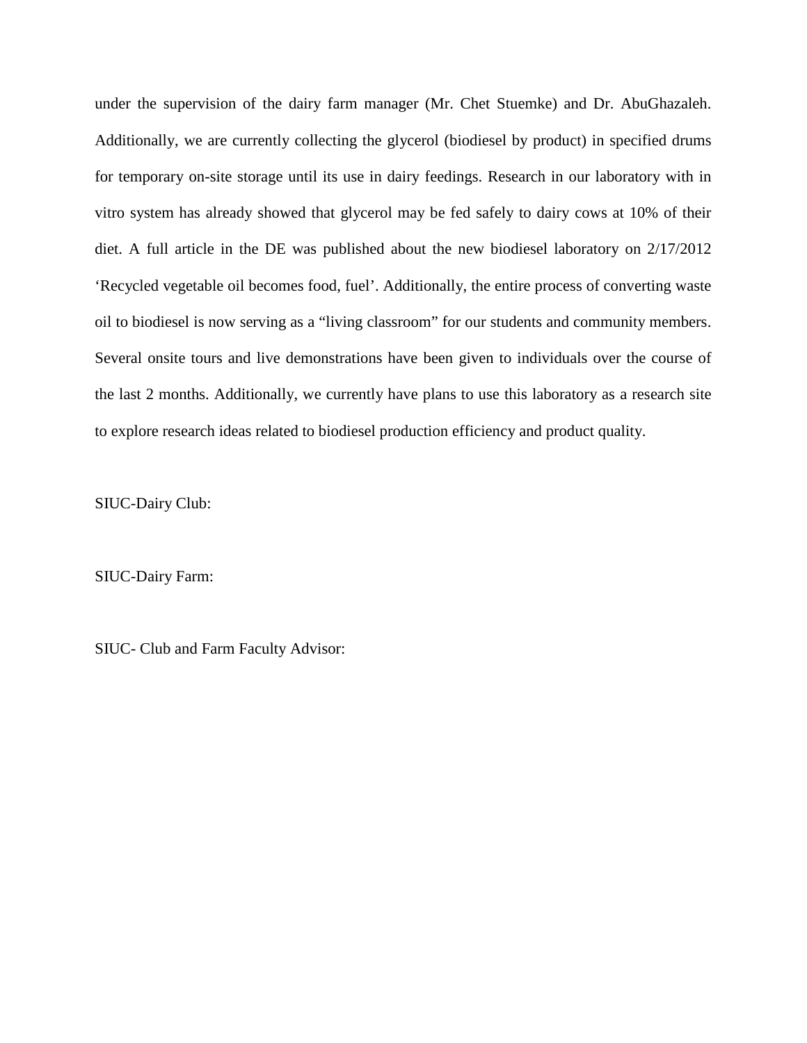under the supervision of the dairy farm manager (Mr. Chet Stuemke) and Dr. AbuGhazaleh. Additionally, we are currently collecting the glycerol (biodiesel by product) in specified drums for temporary on-site storage until its use in dairy feedings. Research in our laboratory with in vitro system has already showed that glycerol may be fed safely to dairy cows at 10% of their diet. A full article in the DE was published about the new biodiesel laboratory on 2/17/2012 'Recycled vegetable oil becomes food, fuel'. Additionally, the entire process of converting waste oil to biodiesel is now serving as a "living classroom" for our students and community members. Several onsite tours and live demonstrations have been given to individuals over the course of the last 2 months. Additionally, we currently have plans to use this laboratory as a research site to explore research ideas related to biodiesel production efficiency and product quality.

SIUC-Dairy Club:

SIUC-Dairy Farm:

SIUC- Club and Farm Faculty Advisor: